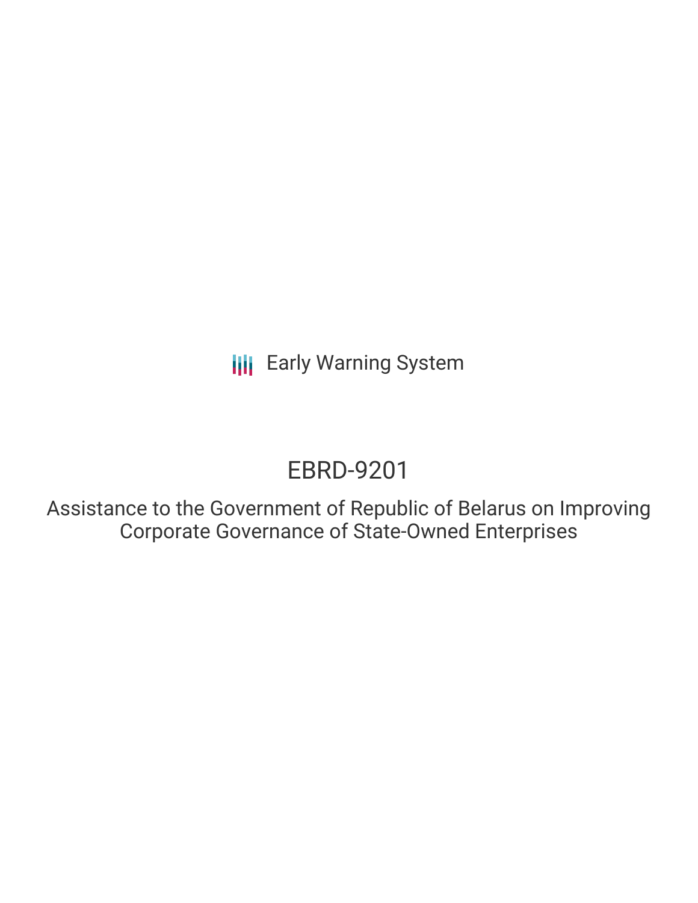Early Warning System

# EBRD-9201

Assistance to the Government of Republic of Belarus on Improving Corporate Governance of State-Owned Enterprises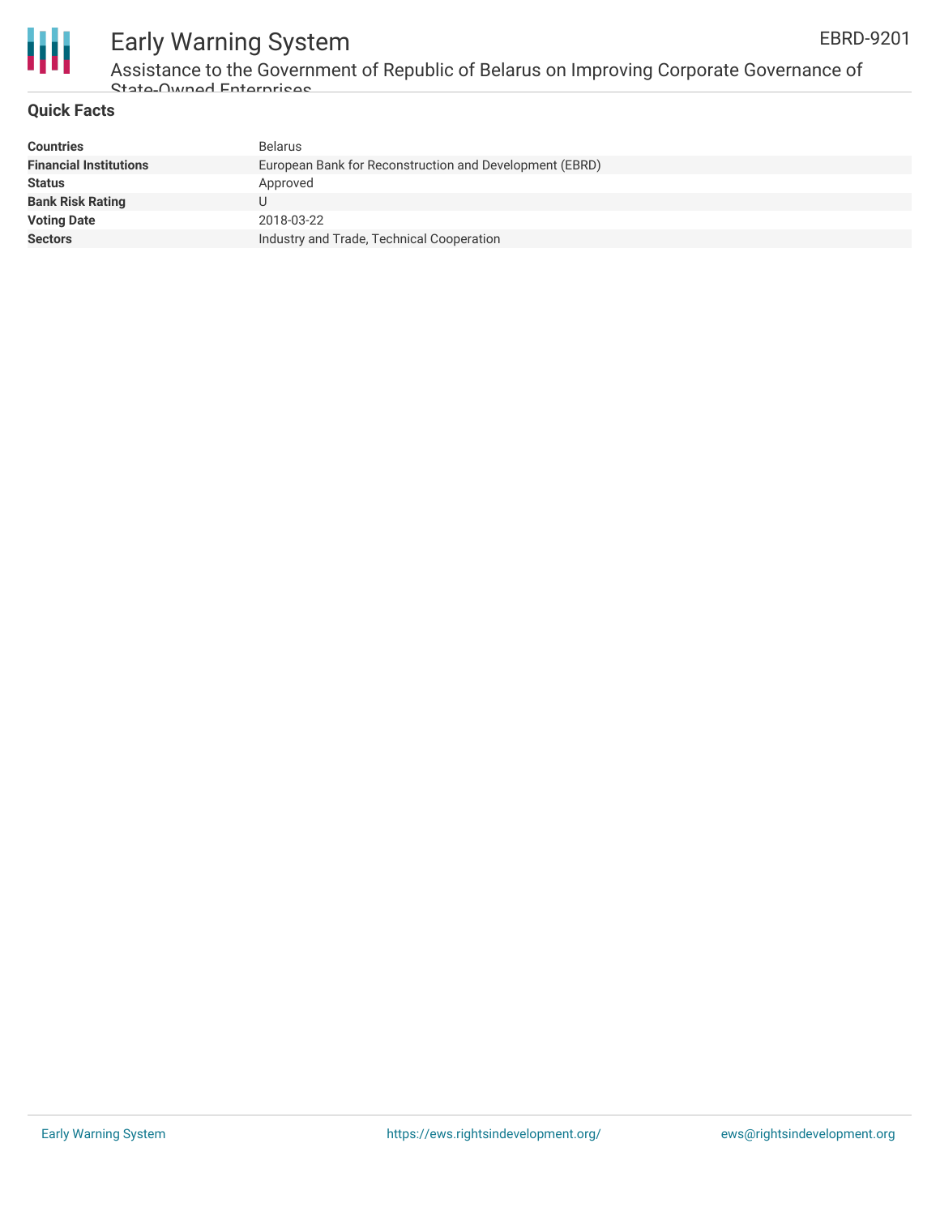## Quick Facts

| | |
|---|---|
| **Countries** | Belarus |
| **Financial Institutions** | European Bank for Reconstruction and Development (EBRD) |
| **Status** | Approved |
| **Bank Risk Rating** | U |
| **Voting Date** | 2018-03-22 |
| **Sectors** | Industry and Trade, Technical Cooperation |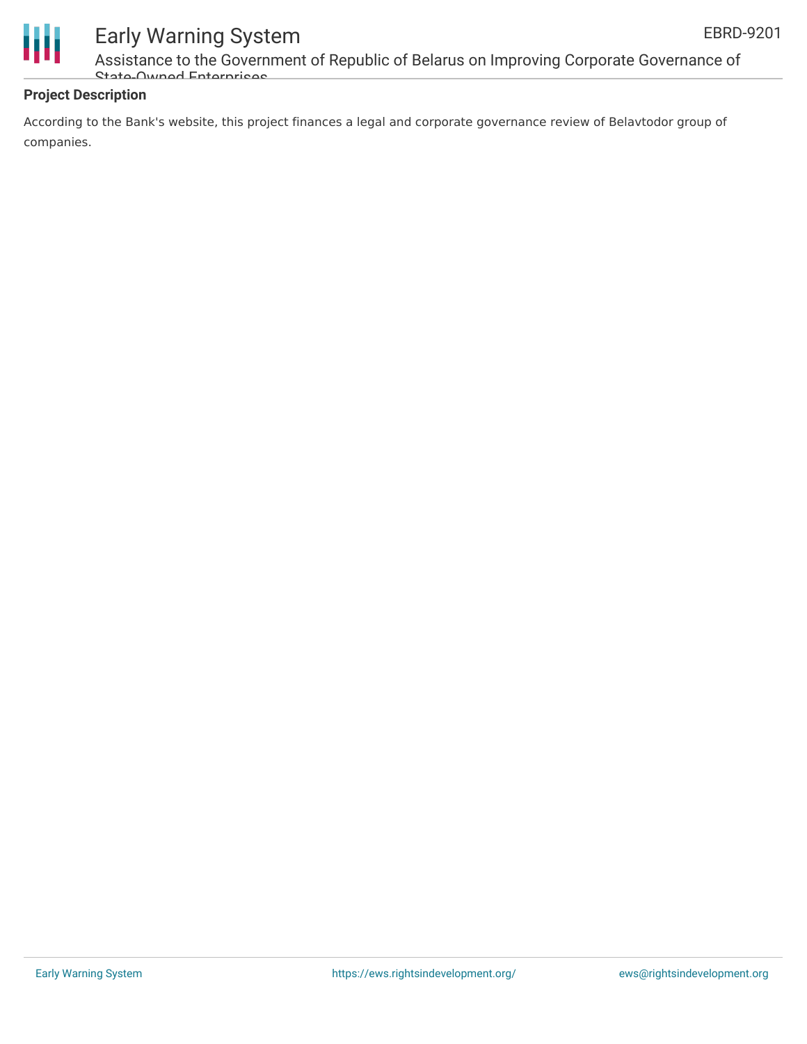**Project Description**

According to the Bank's website, this project finances a legal and corporate governance review of Belavtodor group of companies.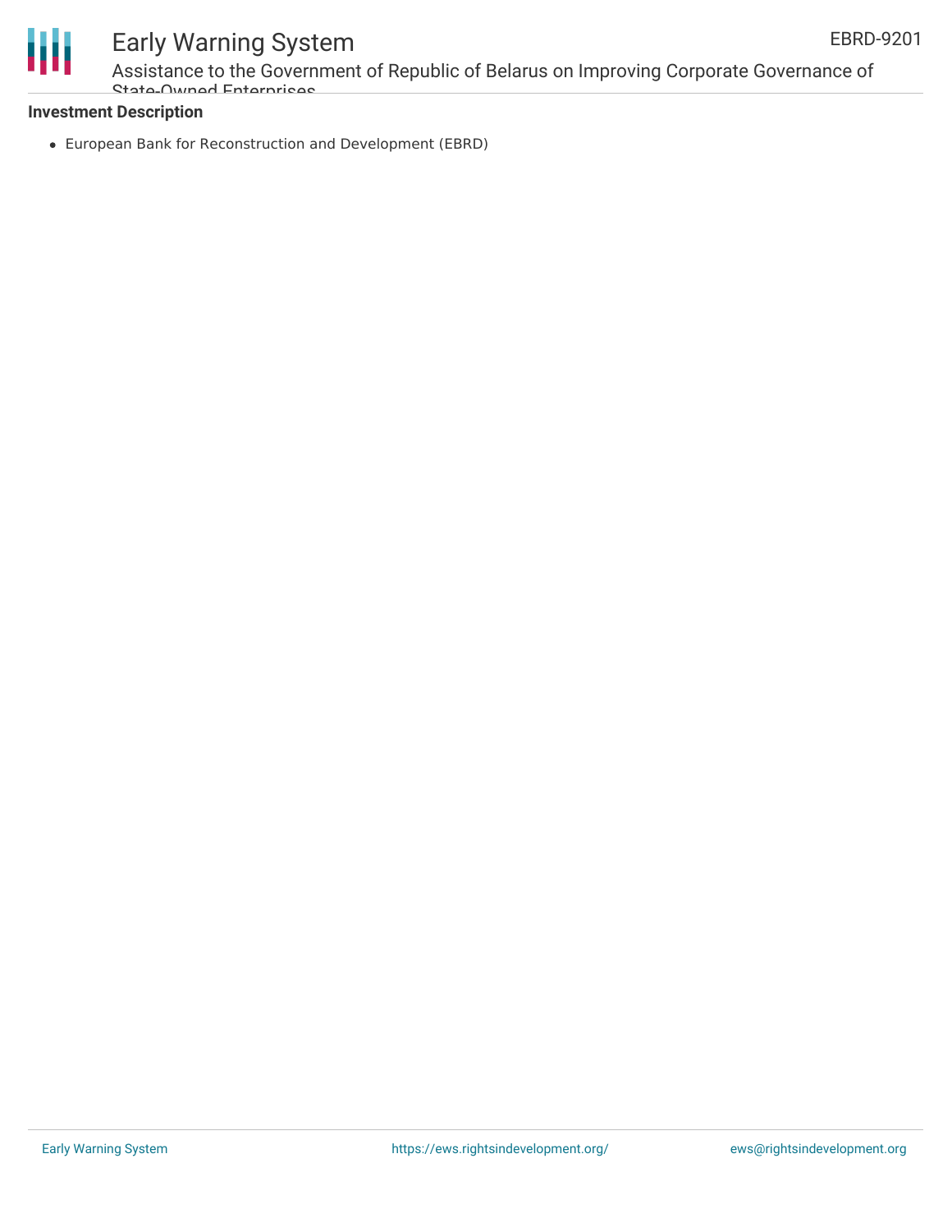**Investment Description**

- European Bank for Reconstruction and Development (EBRD)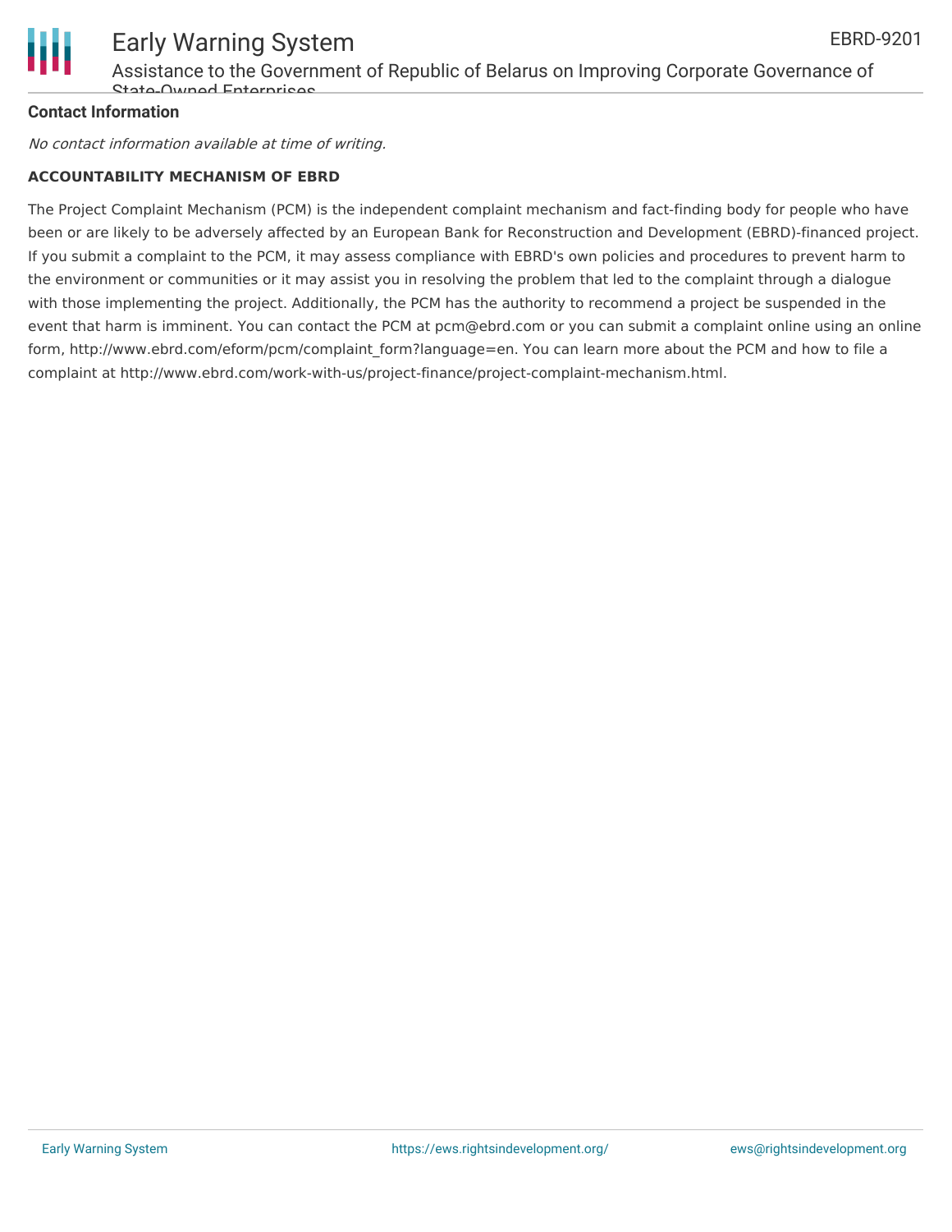**Contact Information**

*No contact information available at time of writing.*

**ACCOUNTABILITY MECHANISM OF EBRD**

The Project Complaint Mechanism (PCM) is the independent complaint mechanism and fact-finding body for people who have been or are likely to be adversely affected by an European Bank for Reconstruction and Development (EBRD)-financed project. If you submit a complaint to the PCM, it may assess compliance with EBRD's own policies and procedures to prevent harm to the environment or communities or it may assist you in resolving the problem that led to the complaint through a dialogue with those implementing the project. Additionally, the PCM has the authority to recommend a project be suspended in the event that harm is imminent. You can contact the PCM at pcm@ebrd.com or you can submit a complaint online using an online form, http://www.ebrd.com/eform/pcm/complaint_form?language=en. You can learn more about the PCM and how to file a complaint at http://www.ebrd.com/work-with-us/project-finance/project-complaint-mechanism.html.